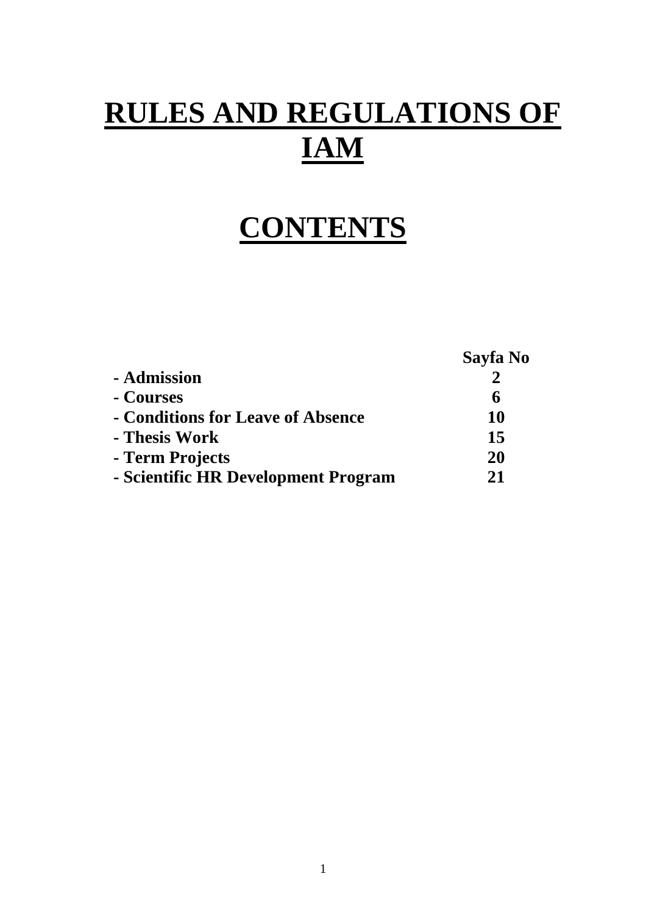# RULES AND REGULATIONS OF IAM

# CONTENTS

| | Sayfa No |
|---|---|
| **- Admission** | **2** |
| **- Courses** | **6** |
| **- Conditions for Leave of Absence** | **10** |
| **- Thesis Work** | **15** |
| **- Term Projects** | **20** |
| **- Scientific HR Development Program** | **21** |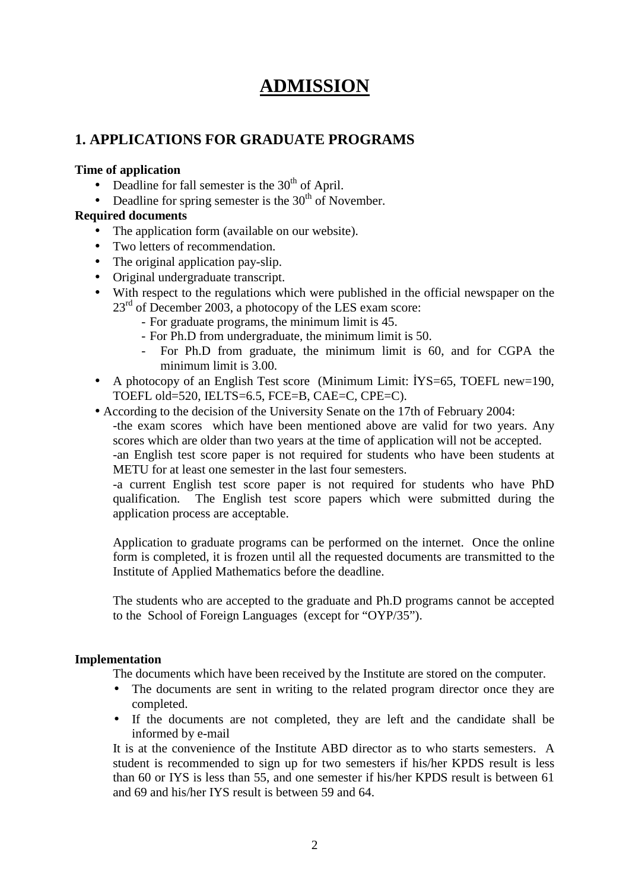// ADMISSION

## 1. APPLICATIONS FOR GRADUATE PROGRAMS

**Time of application**

- Deadline for fall semester is the 30th of April.
- Deadline for spring semester is the 30th of November.

**Required documents**

- The application form (available on our website).
- Two letters of recommendation.
- The original application pay-slip.
- Original undergraduate transcript.
- With respect to the regulations which were published in the official newspaper on the 23rd of December 2003, a photocopy of the LES exam score:
  - For graduate programs, the minimum limit is 45.
  - For Ph.D from undergraduate, the minimum limit is 50.
  - For Ph.D from graduate, the minimum limit is 60, and for CGPA the minimum limit is 3.00.
- A photocopy of an English Test score (Minimum Limit: İYS=65, TOEFL new=190, TOEFL old=520, IELTS=6.5, FCE=B, CAE=C, CPE=C).
- According to the decision of the University Senate on the 17th of February 2004:

  -the exam scores which have been mentioned above are valid for two years. Any scores which are older than two years at the time of application will not be accepted.

  -an English test score paper is not required for students who have been students at METU for at least one semester in the last four semesters.

  -a current English test score paper is not required for students who have PhD qualification. The English test score papers which were submitted during the application process are acceptable.

  Application to graduate programs can be performed on the internet. Once the online form is completed, it is frozen until all the requested documents are transmitted to the Institute of Applied Mathematics before the deadline.

  The students who are accepted to the graduate and Ph.D programs cannot be accepted to the School of Foreign Languages (except for "OYP/35").

**Implementation**

The documents which have been received by the Institute are stored on the computer.

- The documents are sent in writing to the related program director once they are completed.
- If the documents are not completed, they are left and the candidate shall be informed by e-mail

It is at the convenience of the Institute ABD director as to who starts semesters. A student is recommended to sign up for two semesters if his/her KPDS result is less than 60 or IYS is less than 55, and one semester if his/her KPDS result is between 61 and 69 and his/her IYS result is between 59 and 64.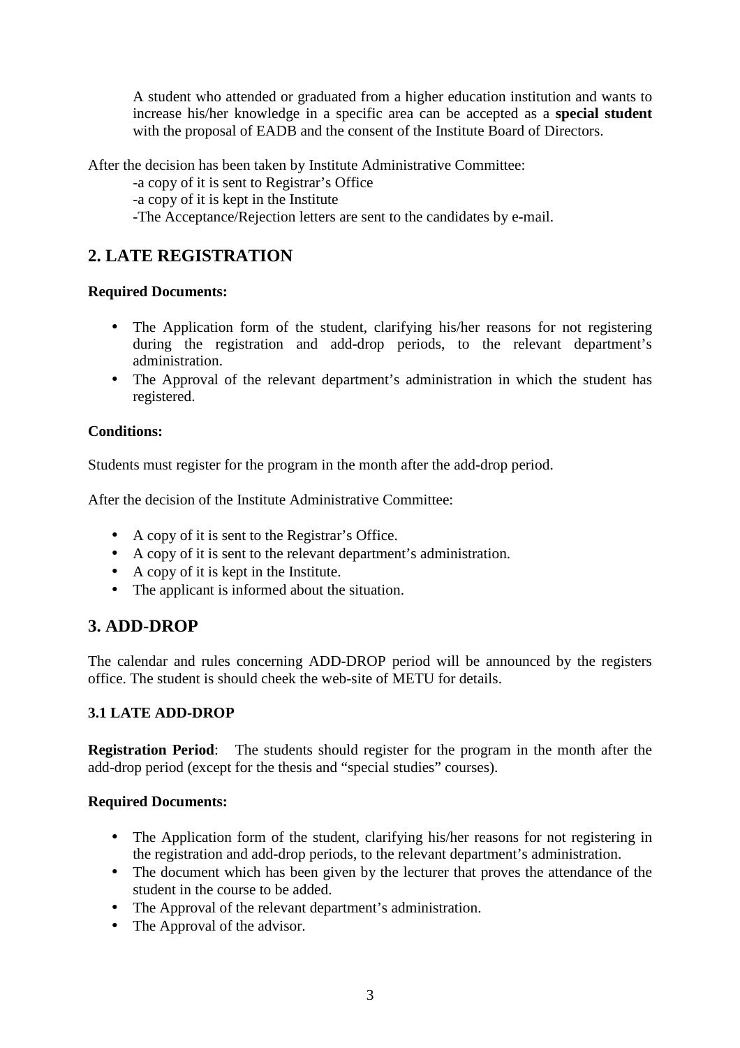A student who attended or graduated from a higher education institution and wants to increase his/her knowledge in a specific area can be accepted as a **special student** with the proposal of EADB and the consent of the Institute Board of Directors.

After the decision has been taken by Institute Administrative Committee:

-a copy of it is sent to Registrar's Office
-a copy of it is kept in the Institute
-The Acceptance/Rejection letters are sent to the candidates by e-mail.

## 2. LATE REGISTRATION

**Required Documents:**

- The Application form of the student, clarifying his/her reasons for not registering during the registration and add-drop periods, to the relevant department's administration.
- The Approval of the relevant department's administration in which the student has registered.

**Conditions:**

Students must register for the program in the month after the add-drop period.

After the decision of the Institute Administrative Committee:

- A copy of it is sent to the Registrar's Office.
- A copy of it is sent to the relevant department's administration.
- A copy of it is kept in the Institute.
- The applicant is informed about the situation.

## 3. ADD-DROP

The calendar and rules concerning ADD-DROP period will be announced by the registers office. The student is should cheek the web-site of METU for details.

### 3.1 LATE ADD-DROP

**Registration Period**: The students should register for the program in the month after the add-drop period (except for the thesis and "special studies" courses).

**Required Documents:**

- The Application form of the student, clarifying his/her reasons for not registering in the registration and add-drop periods, to the relevant department's administration.
- The document which has been given by the lecturer that proves the attendance of the student in the course to be added.
- The Approval of the relevant department's administration.
- The Approval of the advisor.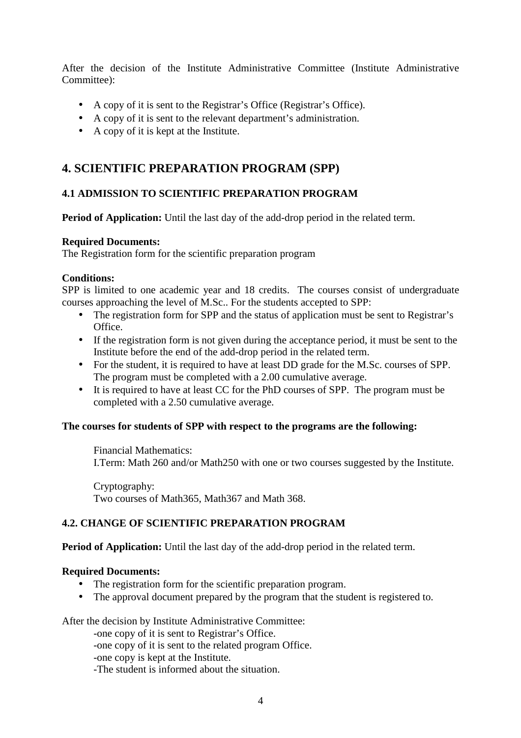After the decision of the Institute Administrative Committee (Institute Administrative Committee):

- A copy of it is sent to the Registrar's Office (Registrar's Office).
- A copy of it is sent to the relevant department's administration.
- A copy of it is kept at the Institute.

## 4. SCIENTIFIC PREPARATION PROGRAM (SPP)

### 4.1 ADMISSION TO SCIENTIFIC PREPARATION PROGRAM

**Period of Application:** Until the last day of the add-drop period in the related term.

**Required Documents:**
The Registration form for the scientific preparation program

**Conditions:**
SPP is limited to one academic year and 18 credits. The courses consist of undergraduate courses approaching the level of M.Sc.. For the students accepted to SPP:

- The registration form for SPP and the status of application must be sent to Registrar's Office.
- If the registration form is not given during the acceptance period, it must be sent to the Institute before the end of the add-drop period in the related term.
- For the student, it is required to have at least DD grade for the M.Sc. courses of SPP. The program must be completed with a 2.00 cumulative average.
- It is required to have at least CC for the PhD courses of SPP. The program must be completed with a 2.50 cumulative average.

**The courses for students of SPP with respect to the programs are the following:**

Financial Mathematics:
I.Term: Math 260 and/or Math250 with one or two courses suggested by the Institute.

Cryptography:
Two courses of Math365, Math367 and Math 368.

### 4.2. CHANGE OF SCIENTIFIC PREPARATION PROGRAM

**Period of Application:** Until the last day of the add-drop period in the related term.

**Required Documents:**

- The registration form for the scientific preparation program.
- The approval document prepared by the program that the student is registered to.

After the decision by Institute Administrative Committee:

-one copy of it is sent to Registrar's Office.
-one copy of it is sent to the related program Office.
-one copy is kept at the Institute.
-The student is informed about the situation.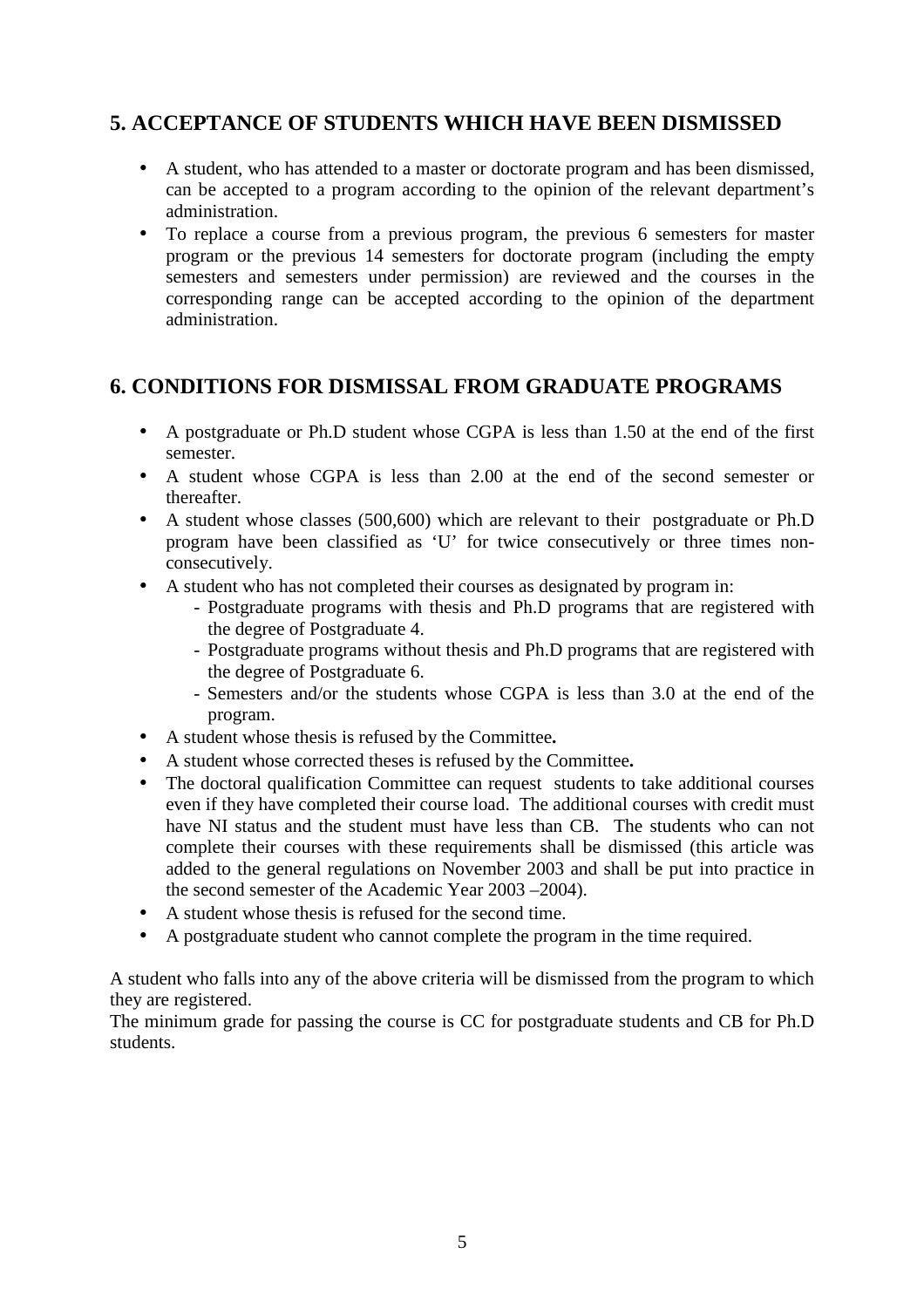## 5. ACCEPTANCE OF STUDENTS WHICH HAVE BEEN DISMISSED

- A student, who has attended to a master or doctorate program and has been dismissed, can be accepted to a program according to the opinion of the relevant department's administration.
- To replace a course from a previous program, the previous 6 semesters for master program or the previous 14 semesters for doctorate program (including the empty semesters and semesters under permission) are reviewed and the courses in the corresponding range can be accepted according to the opinion of the department administration.

## 6. CONDITIONS FOR DISMISSAL FROM GRADUATE PROGRAMS

- A postgraduate or Ph.D student whose CGPA is less than 1.50 at the end of the first semester.
- A student whose CGPA is less than 2.00 at the end of the second semester or thereafter.
- A student whose classes (500,600) which are relevant to their postgraduate or Ph.D program have been classified as 'U' for twice consecutively or three times non-consecutively.
- A student who has not completed their courses as designated by program in:
  - Postgraduate programs with thesis and Ph.D programs that are registered with the degree of Postgraduate 4.
  - Postgraduate programs without thesis and Ph.D programs that are registered with the degree of Postgraduate 6.
  - Semesters and/or the students whose CGPA is less than 3.0 at the end of the program.
- A student whose thesis is refused by the Committee**.**
- A student whose corrected theses is refused by the Committee**.**
- The doctoral qualification Committee can request students to take additional courses even if they have completed their course load. The additional courses with credit must have NI status and the student must have less than CB. The students who can not complete their courses with these requirements shall be dismissed (this article was added to the general regulations on November 2003 and shall be put into practice in the second semester of the Academic Year 2003 –2004).
- A student whose thesis is refused for the second time.
- A postgraduate student who cannot complete the program in the time required.

A student who falls into any of the above criteria will be dismissed from the program to which they are registered.
The minimum grade for passing the course is CC for postgraduate students and CB for Ph.D students.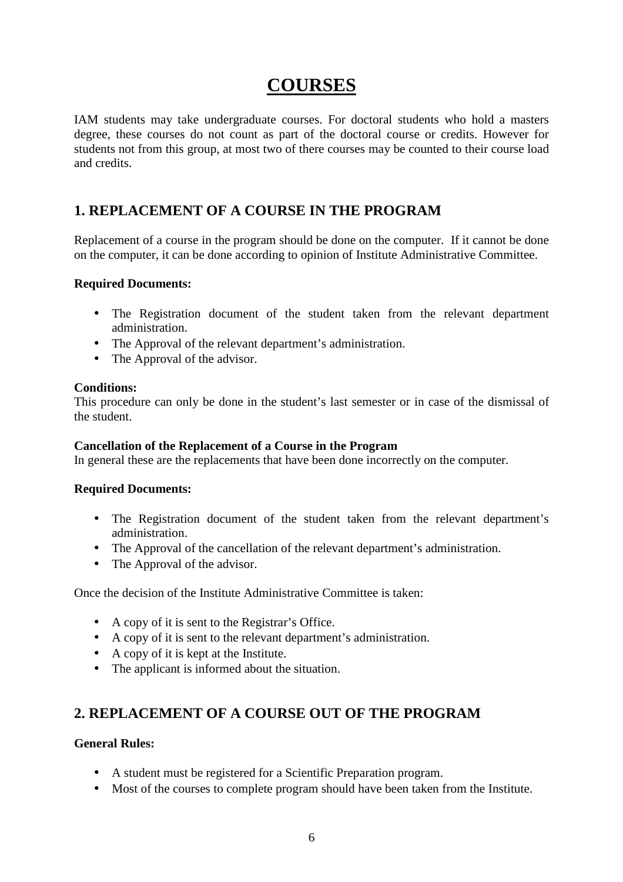# COURSES

IAM students may take undergraduate courses. For doctoral students who hold a masters degree, these courses do not count as part of the doctoral course or credits. However for students not from this group, at most two of there courses may be counted to their course load and credits.

## 1. REPLACEMENT OF A COURSE IN THE PROGRAM

Replacement of a course in the program should be done on the computer. If it cannot be done on the computer, it can be done according to opinion of Institute Administrative Committee.

**Required Documents:**

- The Registration document of the student taken from the relevant department administration.
- The Approval of the relevant department's administration.
- The Approval of the advisor.

**Conditions:**
This procedure can only be done in the student's last semester or in case of the dismissal of the student.

**Cancellation of the Replacement of a Course in the Program**
In general these are the replacements that have been done incorrectly on the computer.

**Required Documents:**

- The Registration document of the student taken from the relevant department's administration.
- The Approval of the cancellation of the relevant department's administration.
- The Approval of the advisor.

Once the decision of the Institute Administrative Committee is taken:

- A copy of it is sent to the Registrar's Office.
- A copy of it is sent to the relevant department's administration.
- A copy of it is kept at the Institute.
- The applicant is informed about the situation.

## 2. REPLACEMENT OF A COURSE OUT OF THE PROGRAM

**General Rules:**

- A student must be registered for a Scientific Preparation program.
- Most of the courses to complete program should have been taken from the Institute.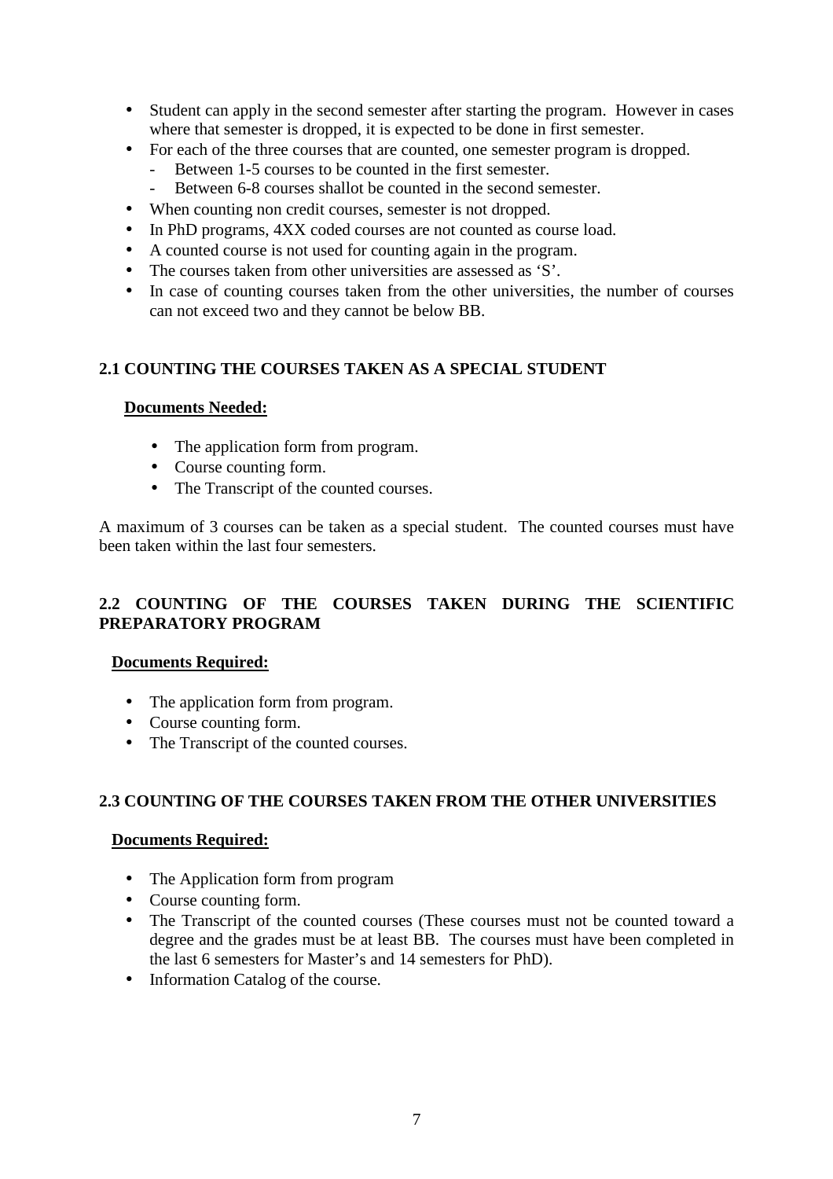- Student can apply in the second semester after starting the program. However in cases where that semester is dropped, it is expected to be done in first semester.
- For each of the three courses that are counted, one semester program is dropped.
  - Between 1-5 courses to be counted in the first semester.
  - Between 6-8 courses shallot be counted in the second semester.
- When counting non credit courses, semester is not dropped.
- In PhD programs, 4XX coded courses are not counted as course load.
- A counted course is not used for counting again in the program.
- The courses taken from other universities are assessed as 'S'.
- In case of counting courses taken from the other universities, the number of courses can not exceed two and they cannot be below BB.

## 2.1 COUNTING THE COURSES TAKEN AS A SPECIAL STUDENT

**Documents Needed:**

- The application form from program.
- Course counting form.
- The Transcript of the counted courses.

A maximum of 3 courses can be taken as a special student. The counted courses must have been taken within the last four semesters.

## 2.2 COUNTING OF THE COURSES TAKEN DURING THE SCIENTIFIC PREPARATORY PROGRAM

**Documents Required:**

- The application form from program.
- Course counting form.
- The Transcript of the counted courses.

## 2.3 COUNTING OF THE COURSES TAKEN FROM THE OTHER UNIVERSITIES

**Documents Required:**

- The Application form from program
- Course counting form.
- The Transcript of the counted courses (These courses must not be counted toward a degree and the grades must be at least BB. The courses must have been completed in the last 6 semesters for Master's and 14 semesters for PhD).
- Information Catalog of the course.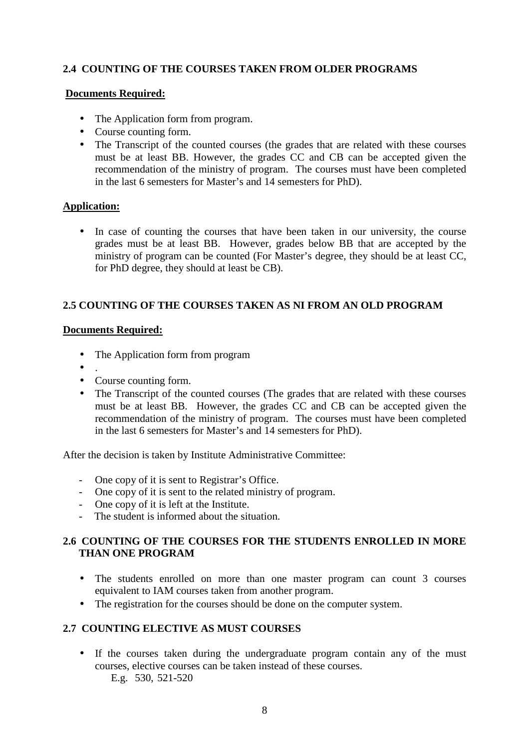## 2.4 COUNTING OF THE COURSES TAKEN FROM OLDER PROGRAMS

**Documents Required:**

- The Application form from program.
- Course counting form.
- The Transcript of the counted courses (the grades that are related with these courses must be at least BB. However, the grades CC and CB can be accepted given the recommendation of the ministry of program. The courses must have been completed in the last 6 semesters for Master's and 14 semesters for PhD).

**Application:**

- In case of counting the courses that have been taken in our university, the course grades must be at least BB. However, grades below BB that are accepted by the ministry of program can be counted (For Master's degree, they should be at least CC, for PhD degree, they should at least be CB).

## 2.5 COUNTING OF THE COURSES TAKEN AS NI FROM AN OLD PROGRAM

**Documents Required:**

- The Application form from program
- .
- Course counting form.
- The Transcript of the counted courses (The grades that are related with these courses must be at least BB. However, the grades CC and CB can be accepted given the recommendation of the ministry of program. The courses must have been completed in the last 6 semesters for Master's and 14 semesters for PhD).

After the decision is taken by Institute Administrative Committee:

- One copy of it is sent to Registrar's Office.
- One copy of it is sent to the related ministry of program.
- One copy of it is left at the Institute.
- The student is informed about the situation.

## 2.6 COUNTING OF THE COURSES FOR THE STUDENTS ENROLLED IN MORE THAN ONE PROGRAM

- The students enrolled on more than one master program can count 3 courses equivalent to IAM courses taken from another program.
- The registration for the courses should be done on the computer system.

## 2.7 COUNTING ELECTIVE AS MUST COURSES

- If the courses taken during the undergraduate program contain any of the must courses, elective courses can be taken instead of these courses.
  E.g. 530, 521-520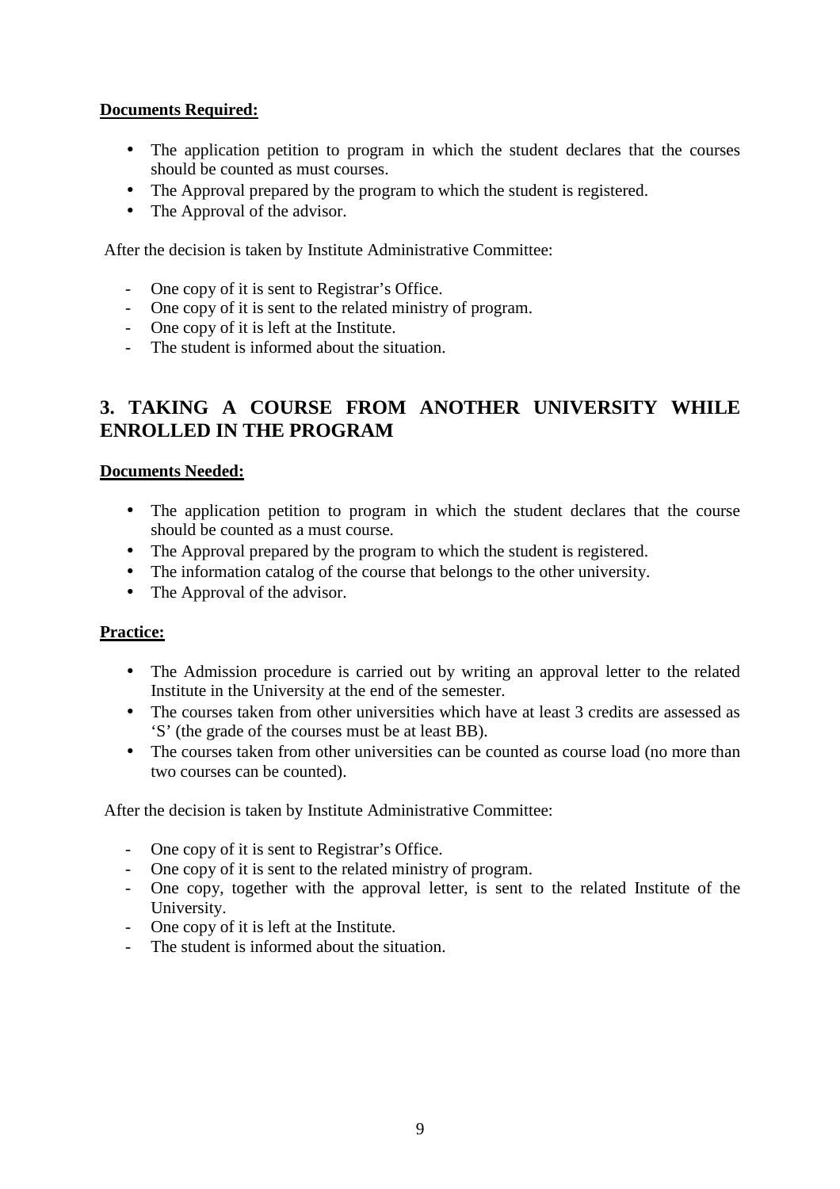**Documents Required:**

- The application petition to program in which the student declares that the courses should be counted as must courses.
- The Approval prepared by the program to which the student is registered.
- The Approval of the advisor.

After the decision is taken by Institute Administrative Committee:

- One copy of it is sent to Registrar's Office.
- One copy of it is sent to the related ministry of program.
- One copy of it is left at the Institute.
- The student is informed about the situation.

## 3. TAKING A COURSE FROM ANOTHER UNIVERSITY WHILE ENROLLED IN THE PROGRAM

**Documents Needed:**

- The application petition to program in which the student declares that the course should be counted as a must course.
- The Approval prepared by the program to which the student is registered.
- The information catalog of the course that belongs to the other university.
- The Approval of the advisor.

**Practice:**

- The Admission procedure is carried out by writing an approval letter to the related Institute in the University at the end of the semester.
- The courses taken from other universities which have at least 3 credits are assessed as 'S' (the grade of the courses must be at least BB).
- The courses taken from other universities can be counted as course load (no more than two courses can be counted).

After the decision is taken by Institute Administrative Committee:

- One copy of it is sent to Registrar's Office.
- One copy of it is sent to the related ministry of program.
- One copy, together with the approval letter, is sent to the related Institute of the University.
- One copy of it is left at the Institute.
- The student is informed about the situation.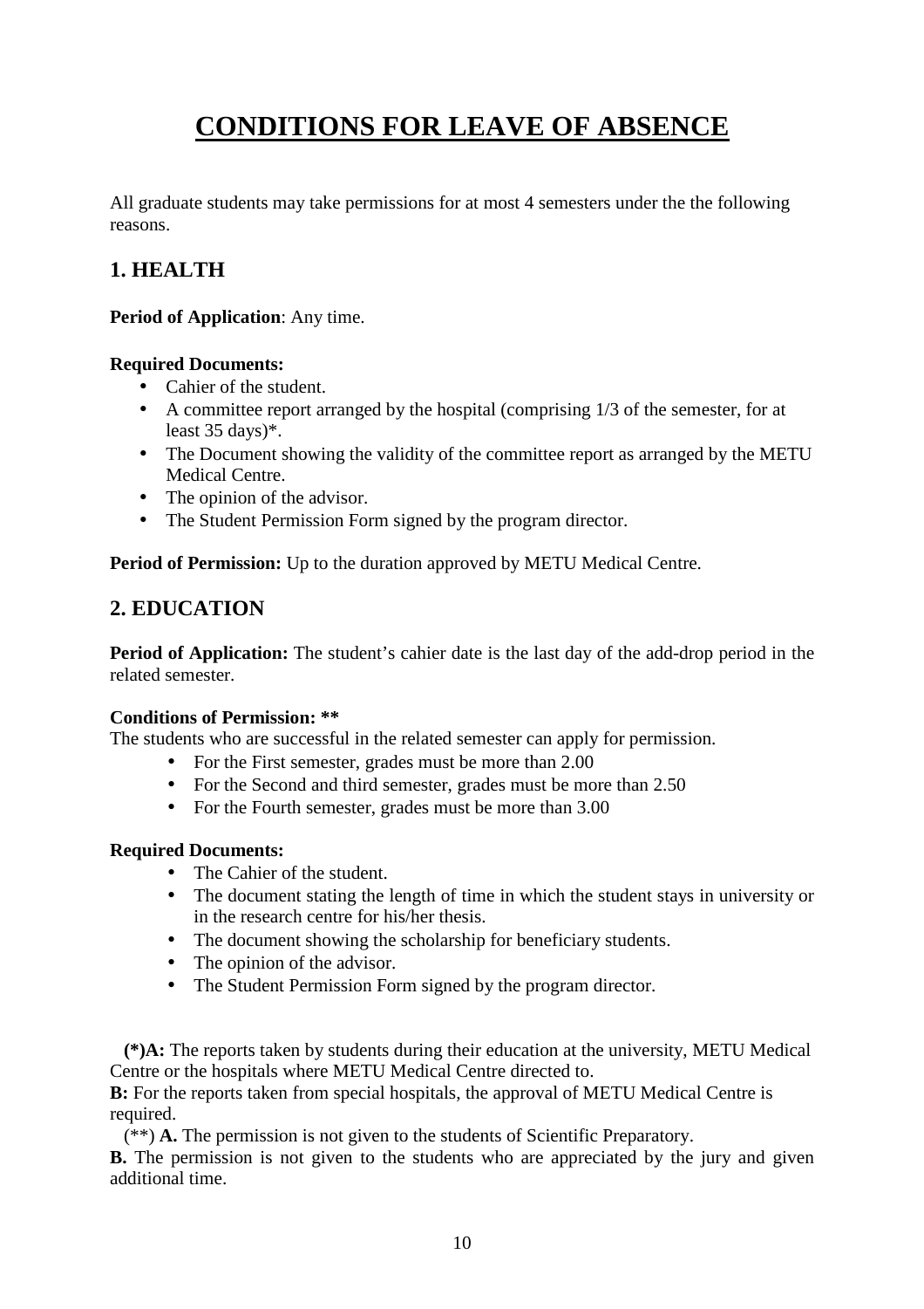# CONDITIONS FOR LEAVE OF ABSENCE

All graduate students may take permissions for at most 4 semesters under the the following reasons.

## 1. HEALTH

**Period of Application**: Any time.

**Required Documents:**

- Cahier of the student.
- A committee report arranged by the hospital (comprising 1/3 of the semester, for at least 35 days)*.
- The Document showing the validity of the committee report as arranged by the METU Medical Centre.
- The opinion of the advisor.
- The Student Permission Form signed by the program director.

**Period of Permission:** Up to the duration approved by METU Medical Centre.

## 2. EDUCATION

**Period of Application:** The student's cahier date is the last day of the add-drop period in the related semester.

**Conditions of Permission: ****

The students who are successful in the related semester can apply for permission.

- For the First semester, grades must be more than 2.00
- For the Second and third semester, grades must be more than 2.50
- For the Fourth semester, grades must be more than 3.00

**Required Documents:**

- The Cahier of the student.
- The document stating the length of time in which the student stays in university or in the research centre for his/her thesis.
- The document showing the scholarship for beneficiary students.
- The opinion of the advisor.
- The Student Permission Form signed by the program director.

**(*)A:** The reports taken by students during their education at the university, METU Medical Centre or the hospitals where METU Medical Centre directed to.

**B:** For the reports taken from special hospitals, the approval of METU Medical Centre is required.

(**) **A.** The permission is not given to the students of Scientific Preparatory.

**B.** The permission is not given to the students who are appreciated by the jury and given additional time.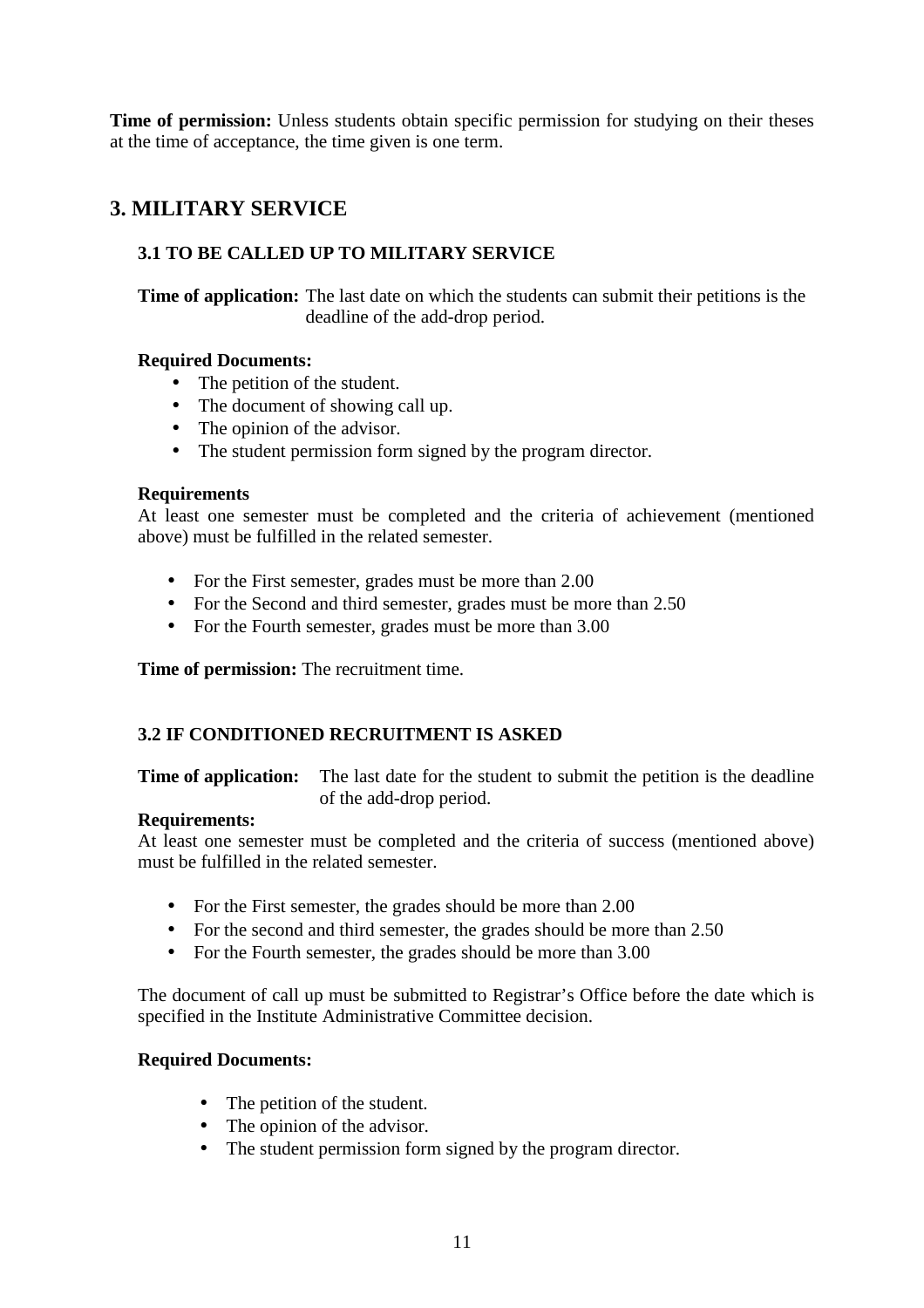**Time of permission:** Unless students obtain specific permission for studying on their theses at the time of acceptance, the time given is one term.

# 3. MILITARY SERVICE

## 3.1 TO BE CALLED UP TO MILITARY SERVICE

**Time of application:** The last date on which the students can submit their petitions is the deadline of the add-drop period.

**Required Documents:**

- The petition of the student.
- The document of showing call up.
- The opinion of the advisor.
- The student permission form signed by the program director.

**Requirements**

At least one semester must be completed and the criteria of achievement (mentioned above) must be fulfilled in the related semester.

- For the First semester, grades must be more than 2.00
- For the Second and third semester, grades must be more than 2.50
- For the Fourth semester, grades must be more than 3.00

**Time of permission:** The recruitment time.

## 3.2 IF CONDITIONED RECRUITMENT IS ASKED

**Time of application:** The last date for the student to submit the petition is the deadline of the add-drop period.

**Requirements:**

At least one semester must be completed and the criteria of success (mentioned above) must be fulfilled in the related semester.

- For the First semester, the grades should be more than 2.00
- For the second and third semester, the grades should be more than 2.50
- For the Fourth semester, the grades should be more than 3.00

The document of call up must be submitted to Registrar's Office before the date which is specified in the Institute Administrative Committee decision.

**Required Documents:**

- The petition of the student.
- The opinion of the advisor.
- The student permission form signed by the program director.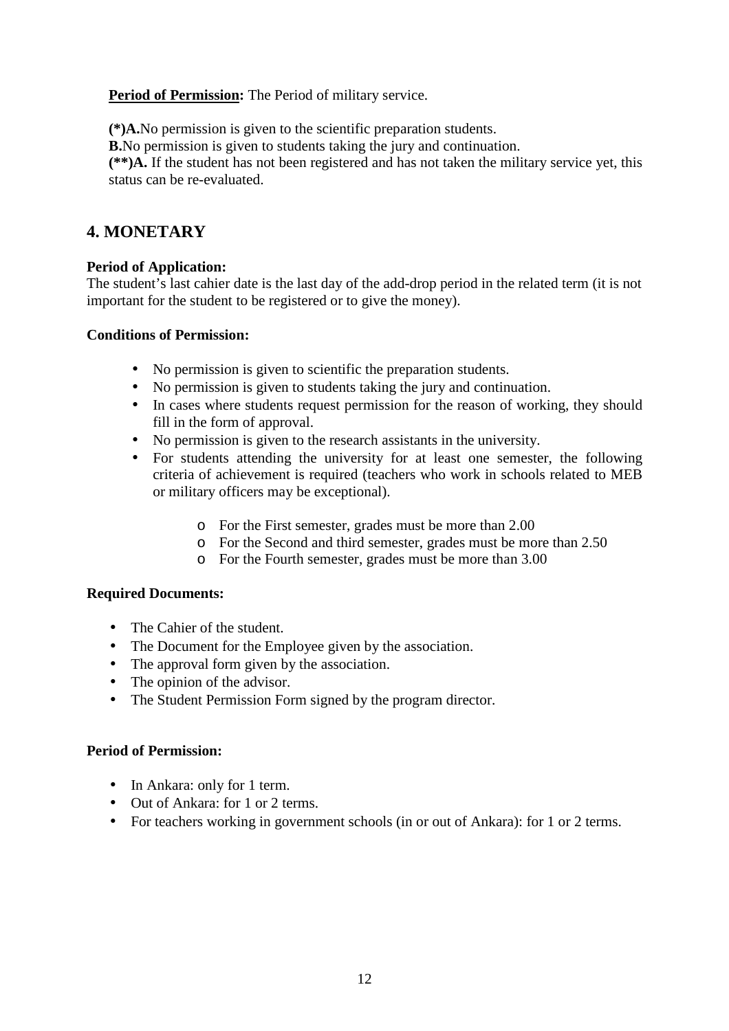**Period of Permission:** The Period of military service.

**(*)A.** No permission is given to the scientific preparation students.

**B.** No permission is given to students taking the jury and continuation.

**(**)A.** If the student has not been registered and has not taken the military service yet, this status can be re-evaluated.

## 4. MONETARY

**Period of Application:**

The student's last cahier date is the last day of the add-drop period in the related term (it is not important for the student to be registered or to give the money).

**Conditions of Permission:**

- No permission is given to scientific the preparation students.
- No permission is given to students taking the jury and continuation.
- In cases where students request permission for the reason of working, they should fill in the form of approval.
- No permission is given to the research assistants in the university.
- For students attending the university for at least one semester, the following criteria of achievement is required (teachers who work in schools related to MEB or military officers may be exceptional).
    - For the First semester, grades must be more than 2.00
    - For the Second and third semester, grades must be more than 2.50
    - For the Fourth semester, grades must be more than 3.00

**Required Documents:**

- The Cahier of the student.
- The Document for the Employee given by the association.
- The approval form given by the association.
- The opinion of the advisor.
- The Student Permission Form signed by the program director.

**Period of Permission:**

- In Ankara: only for 1 term.
- Out of Ankara: for 1 or 2 terms.
- For teachers working in government schools (in or out of Ankara): for 1 or 2 terms.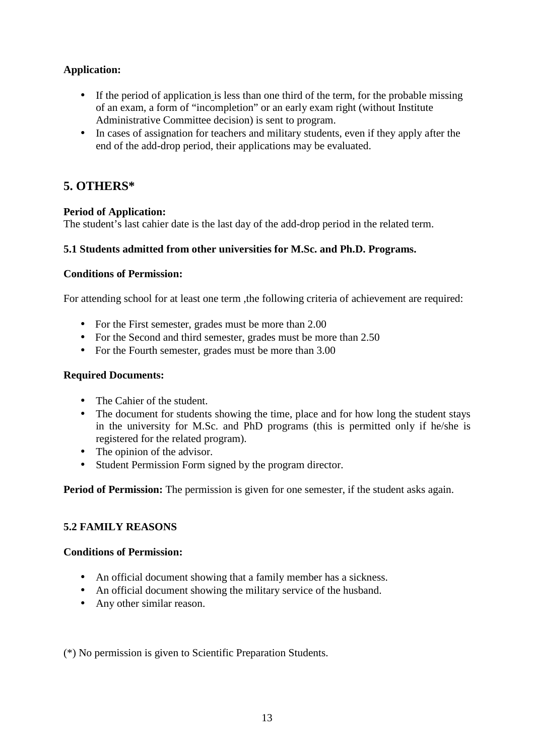**Application:**

- If the period of application is less than one third of the term, for the probable missing of an exam, a form of "incompletion" or an early exam right (without Institute Administrative Committee decision) is sent to program.
- In cases of assignation for teachers and military students, even if they apply after the end of the add-drop period, their applications may be evaluated.

## 5. OTHERS*

**Period of Application:**
The student's last cahier date is the last day of the add-drop period in the related term.

**5.1 Students admitted from other universities for M.Sc. and Ph.D. Programs.**

**Conditions of Permission:**

For attending school for at least one term ,the following criteria of achievement are required:

- For the First semester, grades must be more than 2.00
- For the Second and third semester, grades must be more than 2.50
- For the Fourth semester, grades must be more than 3.00

**Required Documents:**

- The Cahier of the student.
- The document for students showing the time, place and for how long the student stays in the university for M.Sc. and PhD programs (this is permitted only if he/she is registered for the related program).
- The opinion of the advisor.
- Student Permission Form signed by the program director.

**Period of Permission:** The permission is given for one semester, if the student asks again.

**5.2 FAMILY REASONS**

**Conditions of Permission:**

- An official document showing that a family member has a sickness.
- An official document showing the military service of the husband.
- Any other similar reason.

(*) No permission is given to Scientific Preparation Students.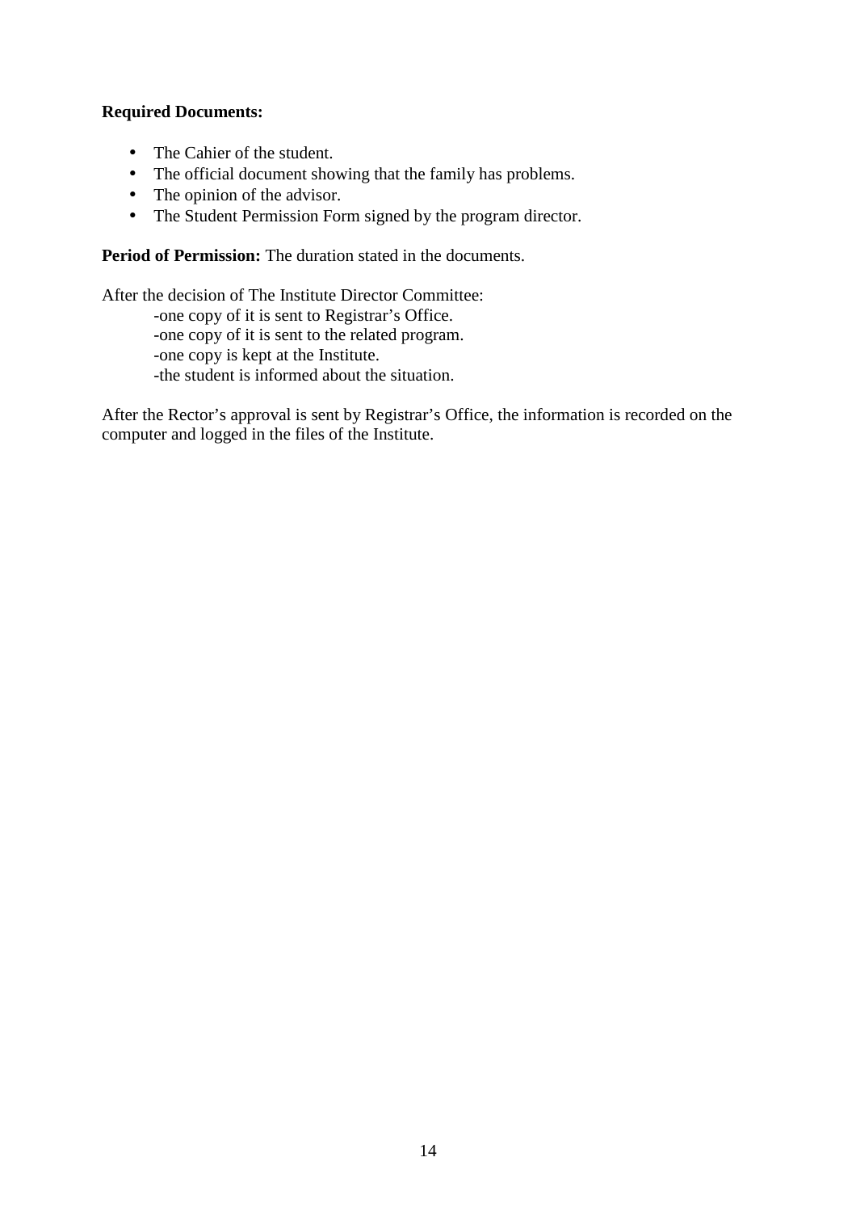**Required Documents:**

- The Cahier of the student.
- The official document showing that the family has problems.
- The opinion of the advisor.
- The Student Permission Form signed by the program director.

**Period of Permission:** The duration stated in the documents.

After the decision of The Institute Director Committee:

-one copy of it is sent to Registrar's Office.
-one copy of it is sent to the related program.
-one copy is kept at the Institute.
-the student is informed about the situation.

After the Rector's approval is sent by Registrar's Office, the information is recorded on the computer and logged in the files of the Institute.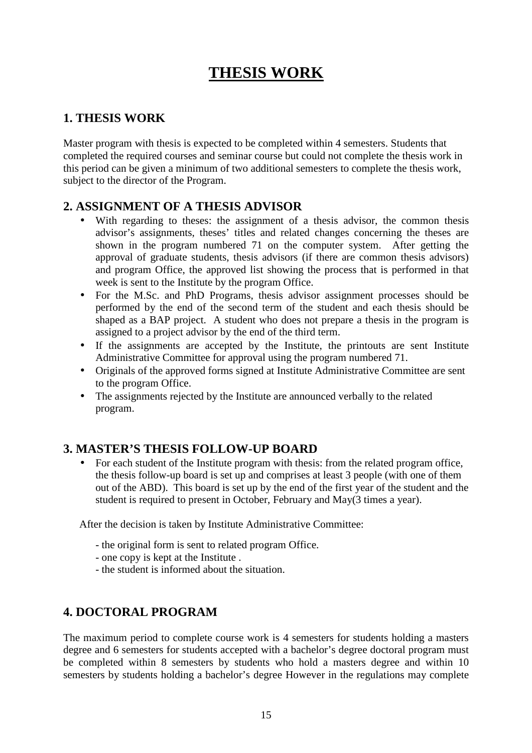# THESIS WORK

## 1. THESIS WORK

Master program with thesis is expected to be completed within 4 semesters. Students that completed the required courses and seminar course but could not complete the thesis work in this period can be given a minimum of two additional semesters to complete the thesis work, subject to the director of the Program.

## 2. ASSIGNMENT OF A THESIS ADVISOR

- With regarding to theses: the assignment of a thesis advisor, the common thesis advisor's assignments, theses' titles and related changes concerning the theses are shown in the program numbered 71 on the computer system. After getting the approval of graduate students, thesis advisors (if there are common thesis advisors) and program Office, the approved list showing the process that is performed in that week is sent to the Institute by the program Office.
- For the M.Sc. and PhD Programs, thesis advisor assignment processes should be performed by the end of the second term of the student and each thesis should be shaped as a BAP project. A student who does not prepare a thesis in the program is assigned to a project advisor by the end of the third term.
- If the assignments are accepted by the Institute, the printouts are sent Institute Administrative Committee for approval using the program numbered 71.
- Originals of the approved forms signed at Institute Administrative Committee are sent to the program Office.
- The assignments rejected by the Institute are announced verbally to the related program.

## 3. MASTER'S THESIS FOLLOW-UP BOARD

- For each student of the Institute program with thesis: from the related program office, the thesis follow-up board is set up and comprises at least 3 people (with one of them out of the ABD). This board is set up by the end of the first year of the student and the student is required to present in October, February and May(3 times a year).

After the decision is taken by Institute Administrative Committee:

- the original form is sent to related program Office.
- one copy is kept at the Institute .
- the student is informed about the situation.

## 4. DOCTORAL PROGRAM

The maximum period to complete course work is 4 semesters for students holding a masters degree and 6 semesters for students accepted with a bachelor's degree doctoral program must be completed within 8 semesters by students who hold a masters degree and within 10 semesters by students holding a bachelor's degree However in the regulations may complete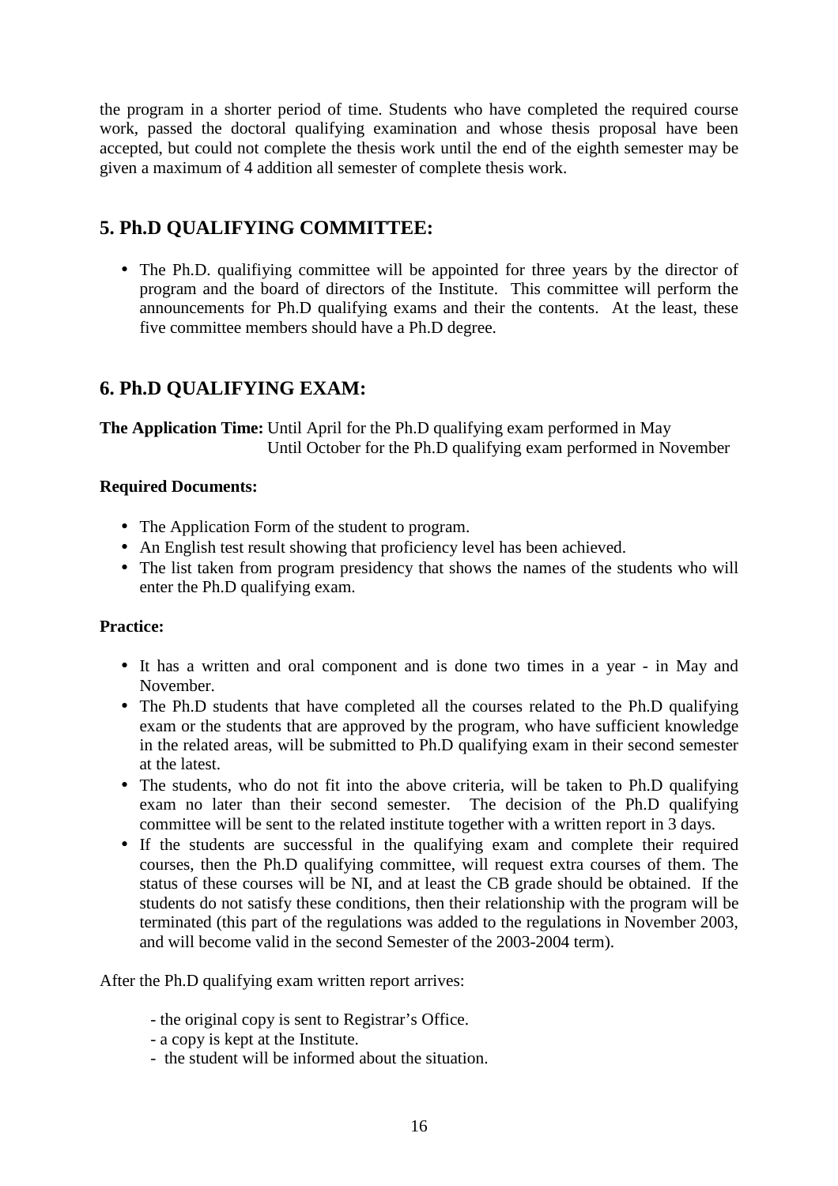the program in a shorter period of time. Students who have completed the required course work, passed the doctoral qualifying examination and whose thesis proposal have been accepted, but could not complete the thesis work until the end of the eighth semester may be given a maximum of 4 addition all semester of complete thesis work.

## 5. Ph.D QUALIFYING COMMITTEE:

- The Ph.D. qualifiying committee will be appointed for three years by the director of program and the board of directors of the Institute. This committee will perform the announcements for Ph.D qualifying exams and their the contents. At the least, these five committee members should have a Ph.D degree.

## 6. Ph.D QUALIFYING EXAM:

**The Application Time:** Until April for the Ph.D qualifying exam performed in May
Until October for the Ph.D qualifying exam performed in November

**Required Documents:**

- The Application Form of the student to program.
- An English test result showing that proficiency level has been achieved.
- The list taken from program presidency that shows the names of the students who will enter the Ph.D qualifying exam.

**Practice:**

- It has a written and oral component and is done two times in a year - in May and November.
- The Ph.D students that have completed all the courses related to the Ph.D qualifying exam or the students that are approved by the program, who have sufficient knowledge in the related areas, will be submitted to Ph.D qualifying exam in their second semester at the latest.
- The students, who do not fit into the above criteria, will be taken to Ph.D qualifying exam no later than their second semester. The decision of the Ph.D qualifying committee will be sent to the related institute together with a written report in 3 days.
- If the students are successful in the qualifying exam and complete their required courses, then the Ph.D qualifying committee, will request extra courses of them. The status of these courses will be NI, and at least the CB grade should be obtained. If the students do not satisfy these conditions, then their relationship with the program will be terminated (this part of the regulations was added to the regulations in November 2003, and will become valid in the second Semester of the 2003-2004 term).

After the Ph.D qualifying exam written report arrives:

- the original copy is sent to Registrar's Office.
- a copy is kept at the Institute.
- the student will be informed about the situation.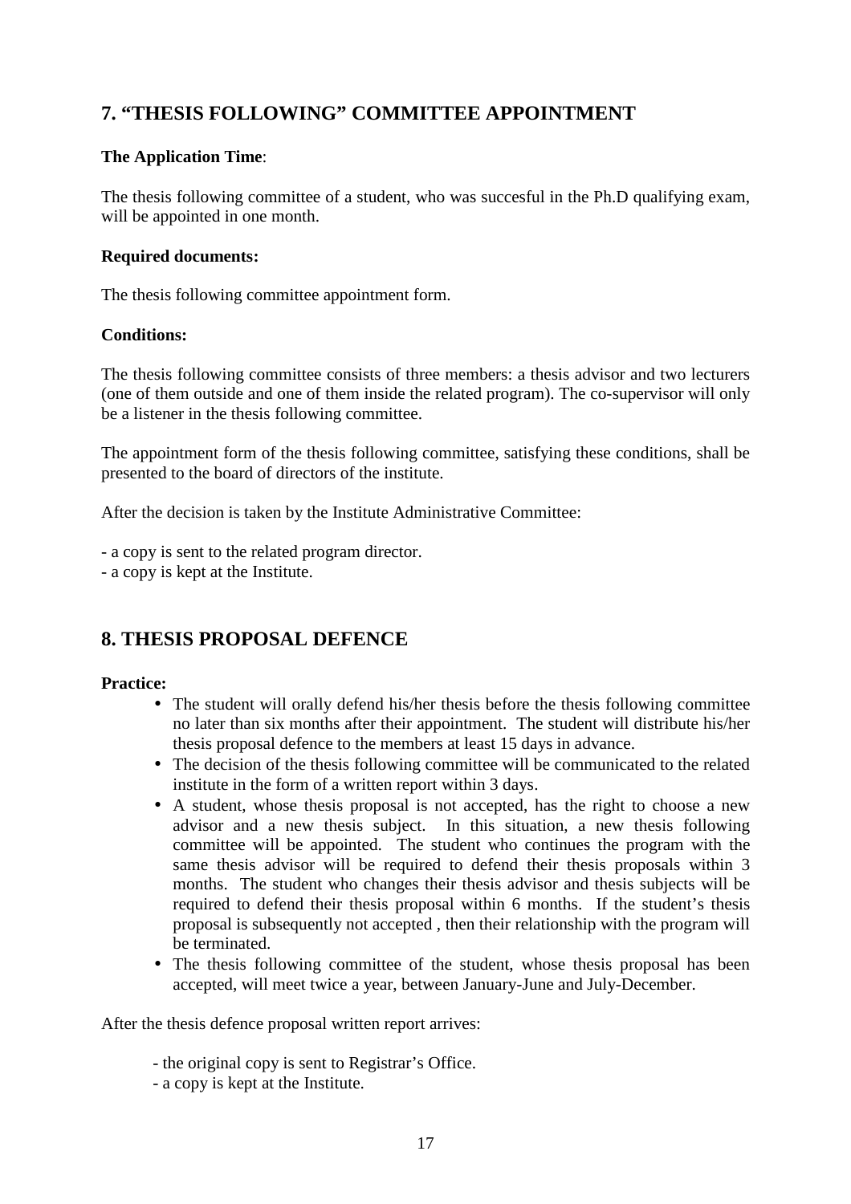## 7. “THESIS FOLLOWING” COMMITTEE APPOINTMENT

**The Application Time**:

The thesis following committee of a student, who was succesful in the Ph.D qualifying exam, will be appointed in one month.

**Required documents:**

The thesis following committee appointment form.

**Conditions:**

The thesis following committee consists of three members: a thesis advisor and two lecturers (one of them outside and one of them inside the related program). The co-supervisor will only be a listener in the thesis following committee.

The appointment form of the thesis following committee, satisfying these conditions, shall be presented to the board of directors of the institute.

After the decision is taken by the Institute Administrative Committee:

- a copy is sent to the related program director.
- a copy is kept at the Institute.

## 8. THESIS PROPOSAL DEFENCE

**Practice:**

- The student will orally defend his/her thesis before the thesis following committee no later than six months after their appointment. The student will distribute his/her thesis proposal defence to the members at least 15 days in advance.
- The decision of the thesis following committee will be communicated to the related institute in the form of a written report within 3 days.
- A student, whose thesis proposal is not accepted, has the right to choose a new advisor and a new thesis subject. In this situation, a new thesis following committee will be appointed. The student who continues the program with the same thesis advisor will be required to defend their thesis proposals within 3 months. The student who changes their thesis advisor and thesis subjects will be required to defend their thesis proposal within 6 months. If the student’s thesis proposal is subsequently not accepted , then their relationship with the program will be terminated.
- The thesis following committee of the student, whose thesis proposal has been accepted, will meet twice a year, between January-June and July-December.

After the thesis defence proposal written report arrives:

- the original copy is sent to Registrar’s Office.
- a copy is kept at the Institute.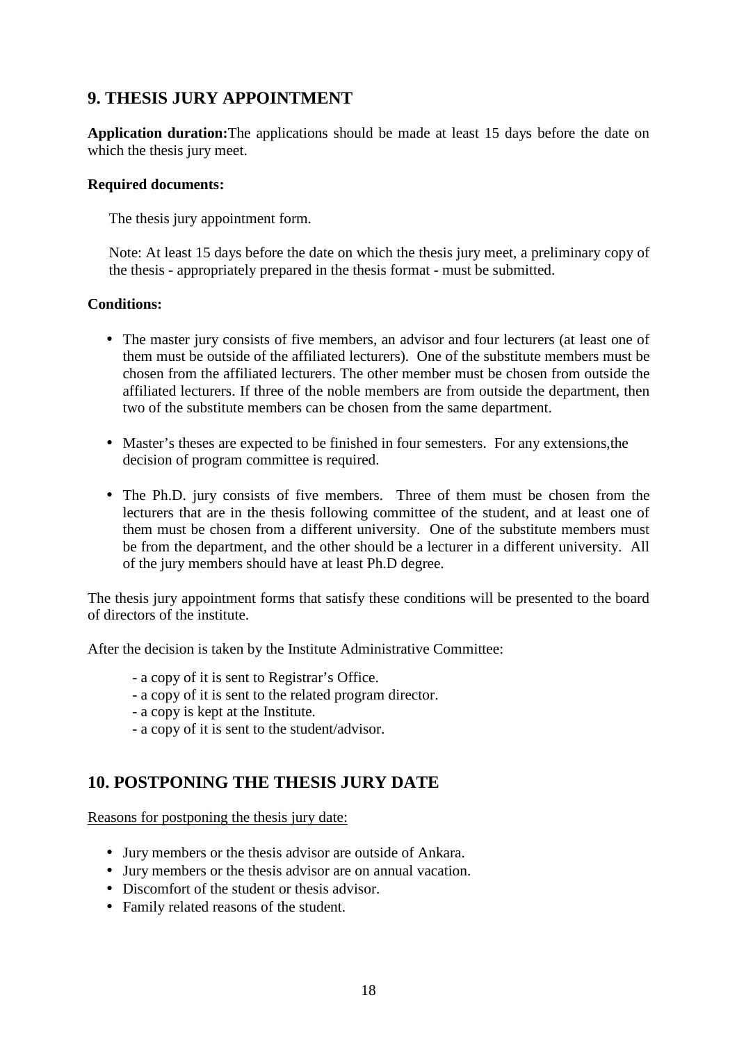## 9. THESIS JURY APPOINTMENT

**Application duration:**The applications should be made at least 15 days before the date on which the thesis jury meet.

**Required documents:**

The thesis jury appointment form.

Note: At least 15 days before the date on which the thesis jury meet, a preliminary copy of the thesis - appropriately prepared in the thesis format - must be submitted.

**Conditions:**

- The master jury consists of five members, an advisor and four lecturers (at least one of them must be outside of the affiliated lecturers). One of the substitute members must be chosen from the affiliated lecturers. The other member must be chosen from outside the affiliated lecturers. If three of the noble members are from outside the department, then two of the substitute members can be chosen from the same department.
- Master's theses are expected to be finished in four semesters. For any extensions,the decision of program committee is required.
- The Ph.D. jury consists of five members. Three of them must be chosen from the lecturers that are in the thesis following committee of the student, and at least one of them must be chosen from a different university. One of the substitute members must be from the department, and the other should be a lecturer in a different university. All of the jury members should have at least Ph.D degree.

The thesis jury appointment forms that satisfy these conditions will be presented to the board of directors of the institute.

After the decision is taken by the Institute Administrative Committee:

- a copy of it is sent to Registrar's Office.
- a copy of it is sent to the related program director.
- a copy is kept at the Institute.
- a copy of it is sent to the student/advisor.

## 10. POSTPONING THE THESIS JURY DATE

Reasons for postponing the thesis jury date:

- Jury members or the thesis advisor are outside of Ankara.
- Jury members or the thesis advisor are on annual vacation.
- Discomfort of the student or thesis advisor.
- Family related reasons of the student.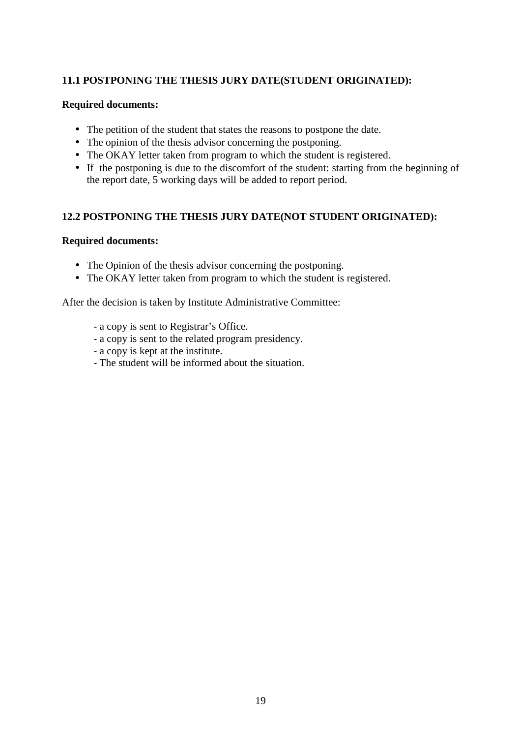### 11.1 POSTPONING THE THESIS JURY DATE(STUDENT ORIGINATED):

**Required documents:**

- The petition of the student that states the reasons to postpone the date.
- The opinion of the thesis advisor concerning the postponing.
- The OKAY letter taken from program to which the student is registered.
- If the postponing is due to the discomfort of the student: starting from the beginning of the report date, 5 working days will be added to report period.

### 12.2 POSTPONING THE THESIS JURY DATE(NOT STUDENT ORIGINATED):

**Required documents:**

- The Opinion of the thesis advisor concerning the postponing.
- The OKAY letter taken from program to which the student is registered.

After the decision is taken by Institute Administrative Committee:

- a copy is sent to Registrar's Office.
- a copy is sent to the related program presidency.
- a copy is kept at the institute.
- The student will be informed about the situation.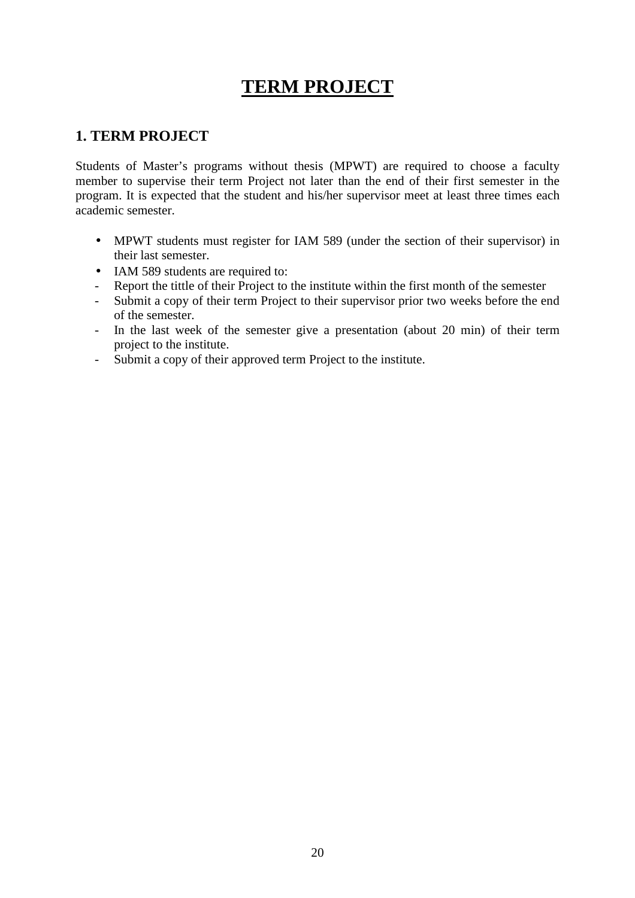# TERM PROJECT

## 1. TERM PROJECT

Students of Master's programs without thesis (MPWT) are required to choose a faculty member to supervise their term Project not later than the end of their first semester in the program. It is expected that the student and his/her supervisor meet at least three times each academic semester.

- MPWT students must register for IAM 589 (under the section of their supervisor) in their last semester.
- IAM 589 students are required to:
  - Report the tittle of their Project to the institute within the first month of the semester
  - Submit a copy of their term Project to their supervisor prior two weeks before the end of the semester.
  - In the last week of the semester give a presentation (about 20 min) of their term project to the institute.
  - Submit a copy of their approved term Project to the institute.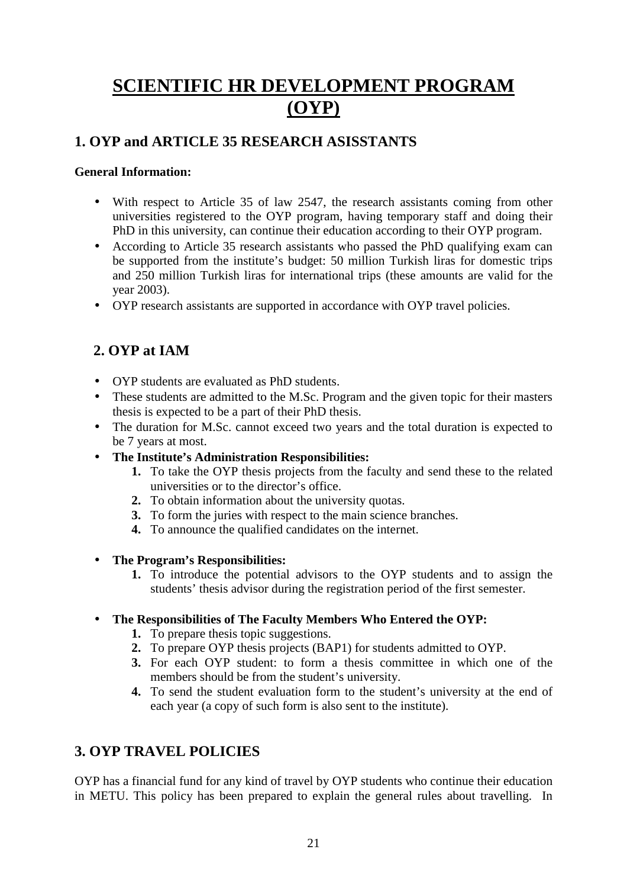# SCIENTIFIC HR DEVELOPMENT PROGRAM (OYP)

## 1. OYP and ARTICLE 35 RESEARCH ASISSTANTS

**General Information:**

- With respect to Article 35 of law 2547, the research assistants coming from other universities registered to the OYP program, having temporary staff and doing their PhD in this university, can continue their education according to their OYP program.
- According to Article 35 research assistants who passed the PhD qualifying exam can be supported from the institute's budget: 50 million Turkish liras for domestic trips and 250 million Turkish liras for international trips (these amounts are valid for the year 2003).
- OYP research assistants are supported in accordance with OYP travel policies.

## 2. OYP at IAM

- OYP students are evaluated as PhD students.
- These students are admitted to the M.Sc. Program and the given topic for their masters thesis is expected to be a part of their PhD thesis.
- The duration for M.Sc. cannot exceed two years and the total duration is expected to be 7 years at most.
- **The Institute's Administration Responsibilities:**
    1. To take the OYP thesis projects from the faculty and send these to the related universities or to the director's office.
    2. To obtain information about the university quotas.
    3. To form the juries with respect to the main science branches.
    4. To announce the qualified candidates on the internet.

- **The Program's Responsibilities:**
    1. To introduce the potential advisors to the OYP students and to assign the students' thesis advisor during the registration period of the first semester.

- **The Responsibilities of The Faculty Members Who Entered the OYP:**
    1. To prepare thesis topic suggestions.
    2. To prepare OYP thesis projects (BAP1) for students admitted to OYP.
    3. For each OYP student: to form a thesis committee in which one of the members should be from the student's university.
    4. To send the student evaluation form to the student's university at the end of each year (a copy of such form is also sent to the institute).

## 3. OYP TRAVEL POLICIES

OYP has a financial fund for any kind of travel by OYP students who continue their education in METU. This policy has been prepared to explain the general rules about travelling. In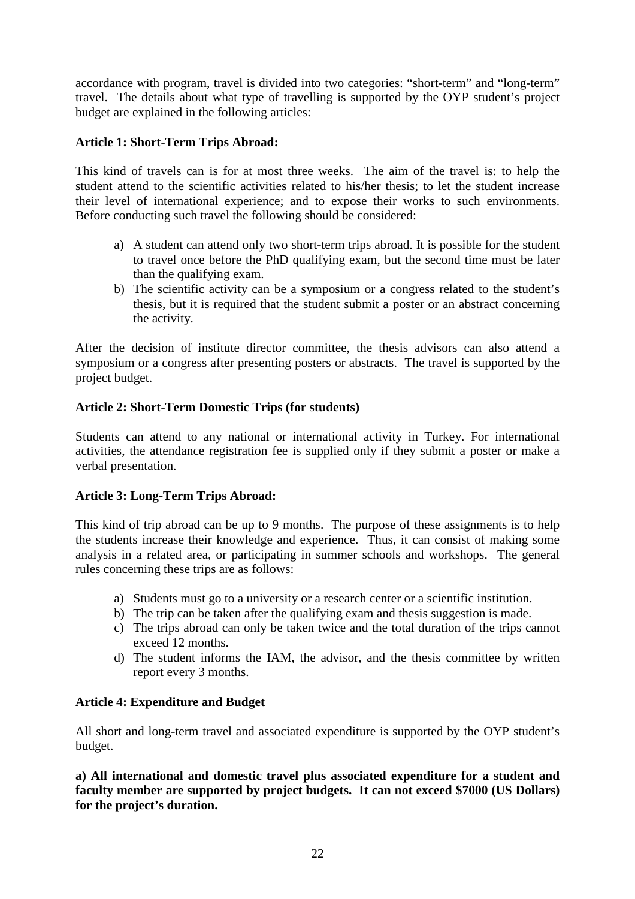accordance with program, travel is divided into two categories: "short-term" and "long-term" travel. The details about what type of travelling is supported by the OYP student's project budget are explained in the following articles:

**Article 1: Short-Term Trips Abroad:**

This kind of travels can is for at most three weeks. The aim of the travel is: to help the student attend to the scientific activities related to his/her thesis; to let the student increase their level of international experience; and to expose their works to such environments. Before conducting such travel the following should be considered:

a) A student can attend only two short-term trips abroad. It is possible for the student to travel once before the PhD qualifying exam, but the second time must be later than the qualifying exam.
b) The scientific activity can be a symposium or a congress related to the student's thesis, but it is required that the student submit a poster or an abstract concerning the activity.

After the decision of institute director committee, the thesis advisors can also attend a symposium or a congress after presenting posters or abstracts. The travel is supported by the project budget.

**Article 2: Short-Term Domestic Trips (for students)**

Students can attend to any national or international activity in Turkey. For international activities, the attendance registration fee is supplied only if they submit a poster or make a verbal presentation.

**Article 3: Long-Term Trips Abroad:**

This kind of trip abroad can be up to 9 months. The purpose of these assignments is to help the students increase their knowledge and experience. Thus, it can consist of making some analysis in a related area, or participating in summer schools and workshops. The general rules concerning these trips are as follows:

a) Students must go to a university or a research center or a scientific institution.
b) The trip can be taken after the qualifying exam and thesis suggestion is made.
c) The trips abroad can only be taken twice and the total duration of the trips cannot exceed 12 months.
d) The student informs the IAM, the advisor, and the thesis committee by written report every 3 months.

**Article 4: Expenditure and Budget**

All short and long-term travel and associated expenditure is supported by the OYP student's budget.

**a) All international and domestic travel plus associated expenditure for a student and faculty member are supported by project budgets. It can not exceed $7000 (US Dollars) for the project's duration.**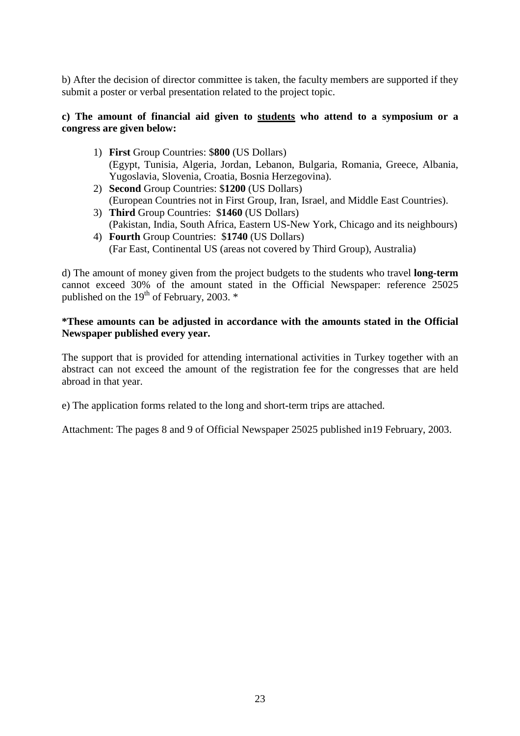b) After the decision of director committee is taken, the faculty members are supported if they submit a poster or verbal presentation related to the project topic.

**c) The amount of financial aid given to <u>students</u> who attend to a symposium or a congress are given below:**

1) **First** Group Countries: $**800** (US Dollars)
   (Egypt, Tunisia, Algeria, Jordan, Lebanon, Bulgaria, Romania, Greece, Albania, Yugoslavia, Slovenia, Croatia, Bosnia Herzegovina).
2) **Second** Group Countries: $**1200** (US Dollars)
   (European Countries not in First Group, Iran, Israel, and Middle East Countries).
3) **Third** Group Countries: $**1460** (US Dollars)
   (Pakistan, India, South Africa, Eastern US-New York, Chicago and its neighbours)
4) **Fourth** Group Countries: $**1740** (US Dollars)
   (Far East, Continental US (areas not covered by Third Group), Australia)

d) The amount of money given from the project budgets to the students who travel **long-term** cannot exceed 30% of the amount stated in the Official Newspaper: reference 25025 published on the 19th of February, 2003. *

***These amounts can be adjusted in accordance with the amounts stated in the Official Newspaper published every year.**

The support that is provided for attending international activities in Turkey together with an abstract can not exceed the amount of the registration fee for the congresses that are held abroad in that year.

e) The application forms related to the long and short-term trips are attached.

Attachment: The pages 8 and 9 of Official Newspaper 25025 published in19 February, 2003.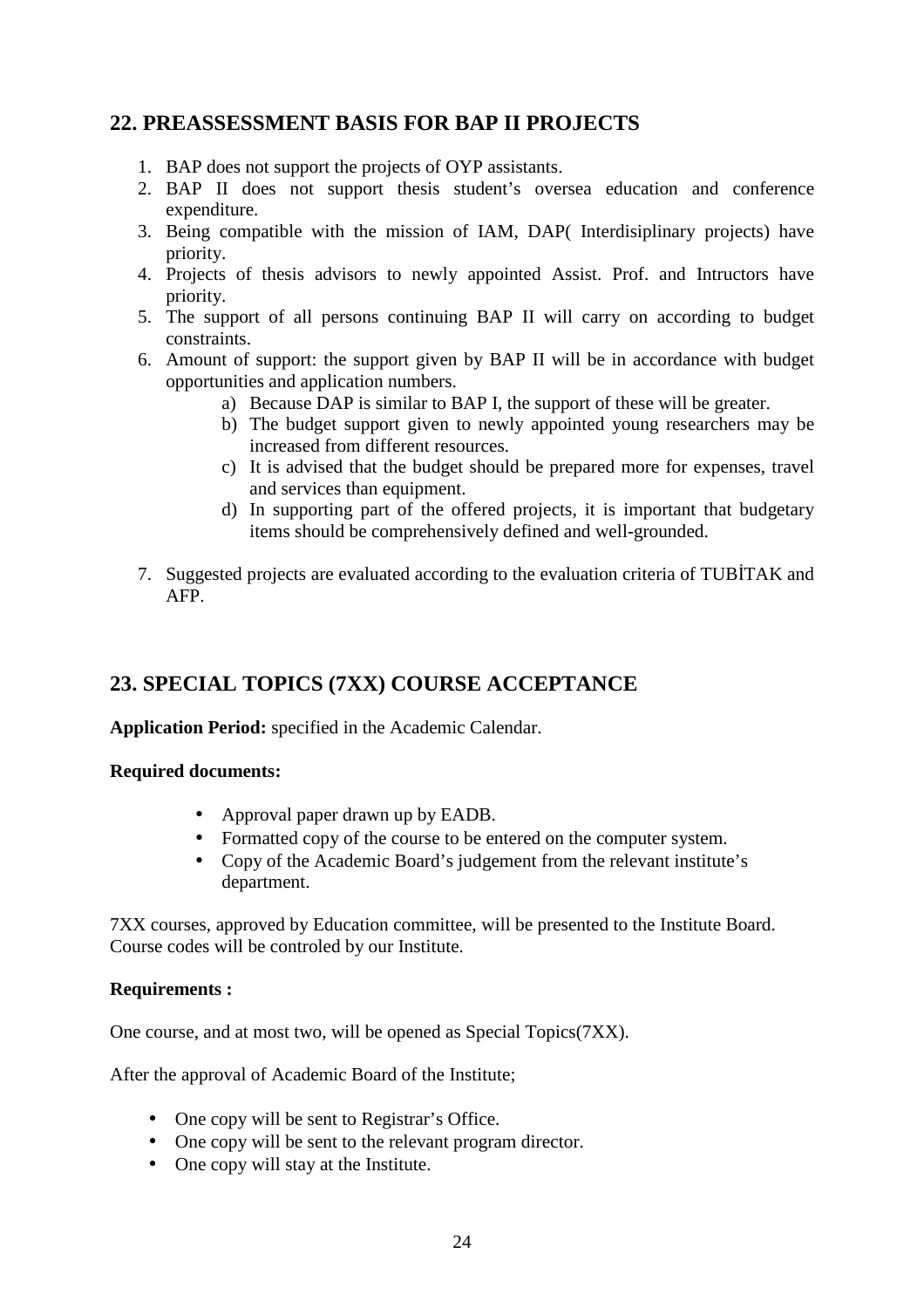## 22. PREASSESSMENT BASIS FOR BAP II PROJECTS

1. BAP does not support the projects of OYP assistants.
2. BAP II does not support thesis student's oversea education and conference expenditure.
3. Being compatible with the mission of IAM, DAP( Interdisiplinary projects) have priority.
4. Projects of thesis advisors to newly appointed Assist. Prof. and Intructors have priority.
5. The support of all persons continuing BAP II will carry on according to budget constraints.
6. Amount of support: the support given by BAP II will be in accordance with budget opportunities and application numbers.
   a) Because DAP is similar to BAP I, the support of these will be greater.
   b) The budget support given to newly appointed young researchers may be increased from different resources.
   c) It is advised that the budget should be prepared more for expenses, travel and services than equipment.
   d) In supporting part of the offered projects, it is important that budgetary items should be comprehensively defined and well-grounded.
7. Suggested projects are evaluated according to the evaluation criteria of TUBİTAK and AFP.

## 23. SPECIAL TOPICS (7XX) COURSE ACCEPTANCE

**Application Period:** specified in the Academic Calendar.

**Required documents:**

- Approval paper drawn up by EADB.
- Formatted copy of the course to be entered on the computer system.
- Copy of the Academic Board's judgement from the relevant institute's department.

7XX courses, approved by Education committee, will be presented to the Institute Board. Course codes will be controled by our Institute.

**Requirements :**

One course, and at most two, will be opened as Special Topics(7XX).

After the approval of Academic Board of the Institute;

- One copy will be sent to Registrar's Office.
- One copy will be sent to the relevant program director.
- One copy will stay at the Institute.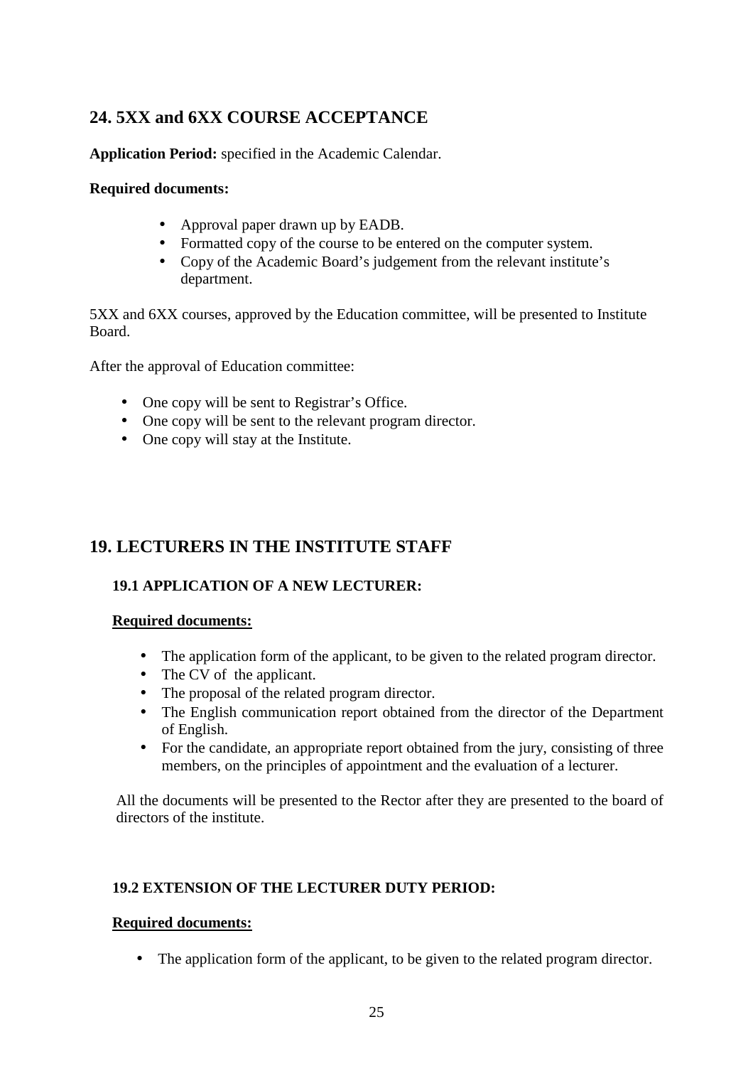## 24. 5XX and 6XX COURSE ACCEPTANCE

**Application Period:** specified in the Academic Calendar.

**Required documents:**

- Approval paper drawn up by EADB.
- Formatted copy of the course to be entered on the computer system.
- Copy of the Academic Board's judgement from the relevant institute's department.

5XX and 6XX courses, approved by the Education committee, will be presented to Institute Board.

After the approval of Education committee:

- One copy will be sent to Registrar's Office.
- One copy will be sent to the relevant program director.
- One copy will stay at the Institute.

## 19. LECTURERS IN THE INSTITUTE STAFF

### 19.1 APPLICATION OF A NEW LECTURER:

**Required documents:**

- The application form of the applicant, to be given to the related program director.
- The CV of the applicant.
- The proposal of the related program director.
- The English communication report obtained from the director of the Department of English.
- For the candidate, an appropriate report obtained from the jury, consisting of three members, on the principles of appointment and the evaluation of a lecturer.

All the documents will be presented to the Rector after they are presented to the board of directors of the institute.

### 19.2 EXTENSION OF THE LECTURER DUTY PERIOD:

**Required documents:**

- The application form of the applicant, to be given to the related program director.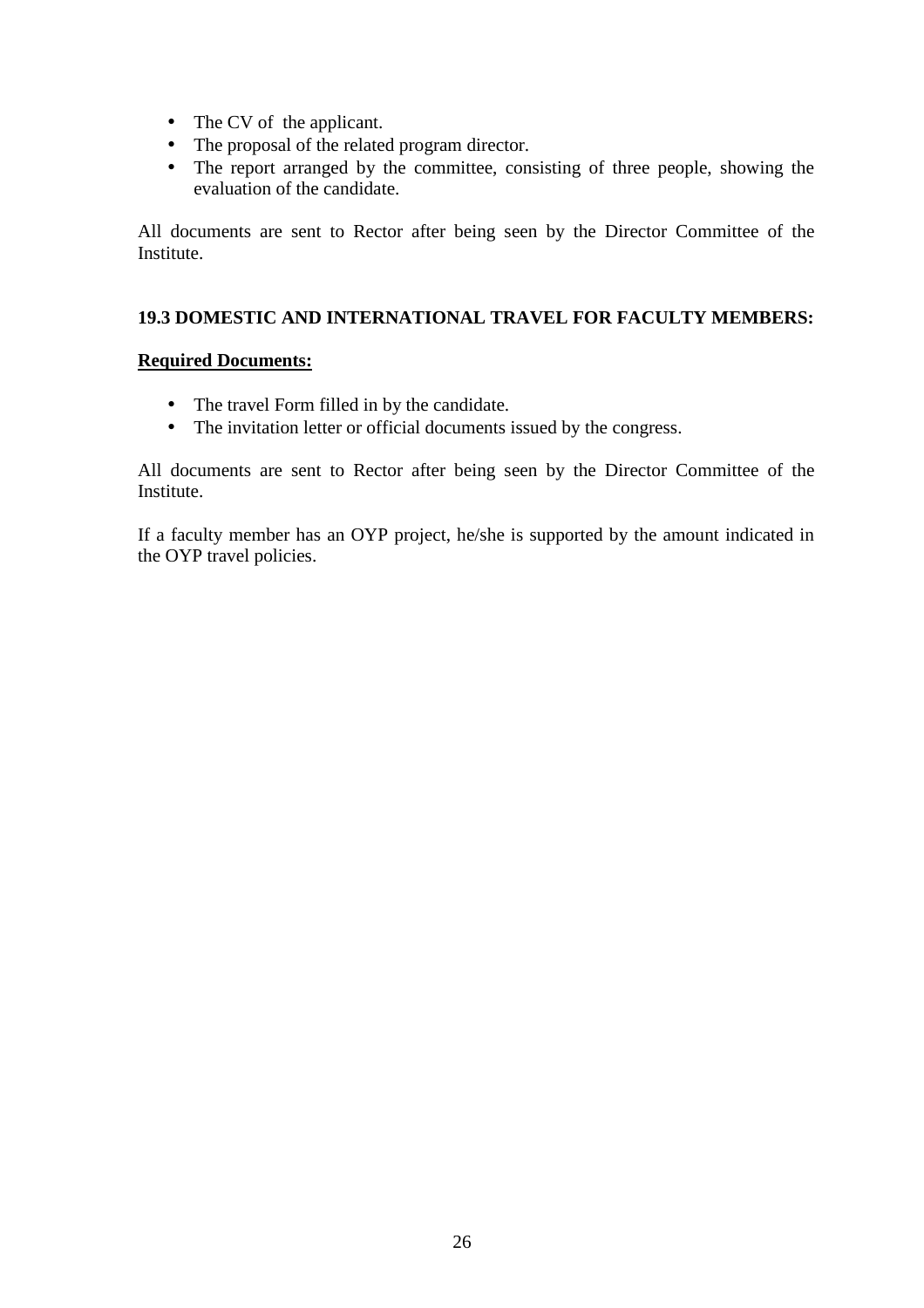- The CV of the applicant.
- The proposal of the related program director.
- The report arranged by the committee, consisting of three people, showing the evaluation of the candidate.

All documents are sent to Rector after being seen by the Director Committee of the Institute.

### 19.3 DOMESTIC AND INTERNATIONAL TRAVEL FOR FACULTY MEMBERS:

**Required Documents:**

- The travel Form filled in by the candidate.
- The invitation letter or official documents issued by the congress.

All documents are sent to Rector after being seen by the Director Committee of the Institute.

If a faculty member has an OYP project, he/she is supported by the amount indicated in the OYP travel policies.